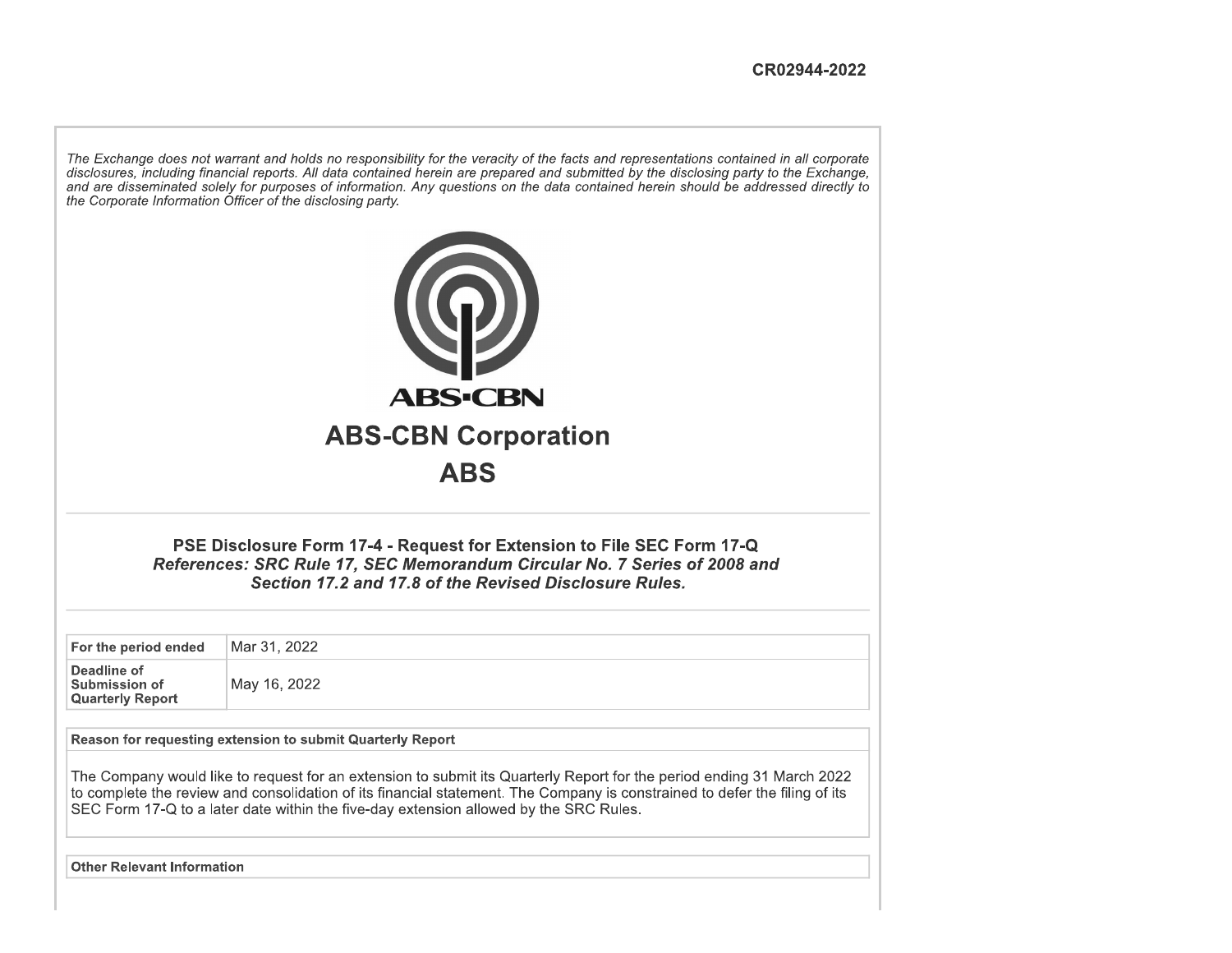CR02944-2022

*The Exchange does not warrant and holds no responsibility for the veracity of the facts and representations contained in all corporate disclosures, including financial reports. All data contained herein are prepared and submitted by the disclosing party to the Exchange, and are disseminated solely for purposes of information. Any questions on the data contained herein should be addressed directly to the Corporate Information Officer of the disclosing party.*

# ABS-CBN Corporation

## ABS

### PSE Disclosure Form 17-4 - Request for Extension to File SEC Form 17-Q

***References: SRC Rule 17, SEC Memorandum Circular No. 7 Series of 2008 and Section 17.2 and 17.8 of the Revised Disclosure Rules.***

| | |
|---|---|
| **For the period ended** | Mar 31, 2022 |
| **Deadline of Submission of Quarterly Report** | May 16, 2022 |

**Reason for requesting extension to submit Quarterly Report**

The Company would like to request for an extension to submit its Quarterly Report for the period ending 31 March 2022 to complete the review and consolidation of its financial statement. The Company is constrained to defer the filing of its SEC Form 17-Q to a later date within the five-day extension allowed by the SRC Rules.

**Other Relevant Information**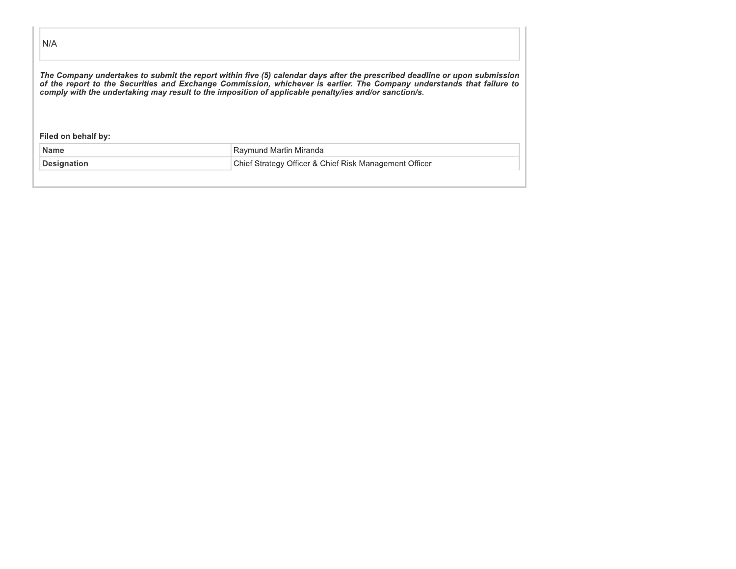N/A

***The Company undertakes to submit the report within five (5) calendar days after the prescribed deadline or upon submission of the report to the Securities and Exchange Commission, whichever is earlier. The Company understands that failure to comply with the undertaking may result to the imposition of applicable penalty/ies and/or sanction/s.***

**Filed on behalf by:**

| **Name** | Raymund Martin Miranda |
|---|---|
| **Designation** | Chief Strategy Officer & Chief Risk Management Officer |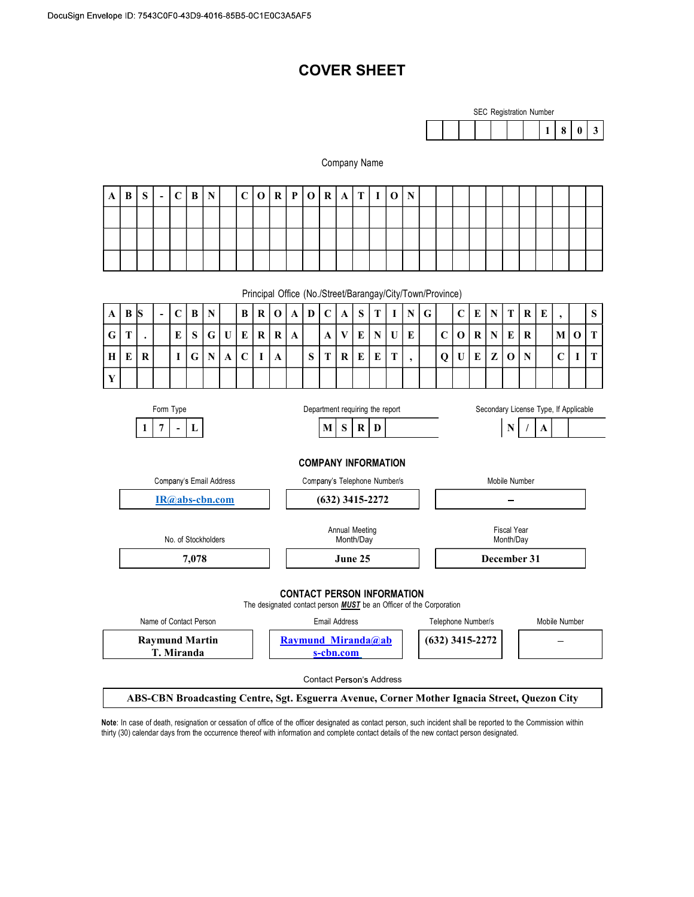DocuSign Envelope ID: 7543C0F0-43D9-4016-85B5-0C1E0C3A5AF5

# COVER SHEET

SEC Registration Number

**1803**

Company Name

**ABS-CBN CORPORATION**

Principal Office (No./Street/Barangay/City/Town/Province)

**ABS-CBN BROADCASTING CENTRE, SGT. ESGUERRA AVENUE CORNER MOTHER IGNACIA STREET, QUEZON CITY**

| Form Type | Department requiring the report | Secondary License Type, If Applicable |
|---|---|---|
| **17-L** | **MSRD** | **N/A** |

## COMPANY INFORMATION

| Company's Email Address | Company's Telephone Number/s | Mobile Number |
|---|---|---|
| **IR@abs-cbn.com** | **(632) 3415-2272** | **–** |

| No. of Stockholders | Annual Meeting Month/Day | Fiscal Year Month/Day |
|---|---|---|
| **7,078** | **June 25** | **December 31** |

## CONTACT PERSON INFORMATION

The designated contact person ***MUST*** be an Officer of the Corporation

| Name of Contact Person | Email Address | Telephone Number/s | Mobile Number |
|---|---|---|---|
| **Raymund Martin T. Miranda** | **Raymund_Miranda@abs-cbn.com** | **(632) 3415-2272** | – |

Contact Person's Address

**ABS-CBN Broadcasting Centre, Sgt. Esguerra Avenue, Corner Mother Ignacia Street, Quezon City**

**Note**: In case of death, resignation or cessation of office of the officer designated as contact person, such incident shall be reported to the Commission within thirty (30) calendar days from the occurrence thereof with information and complete contact details of the new contact person designated.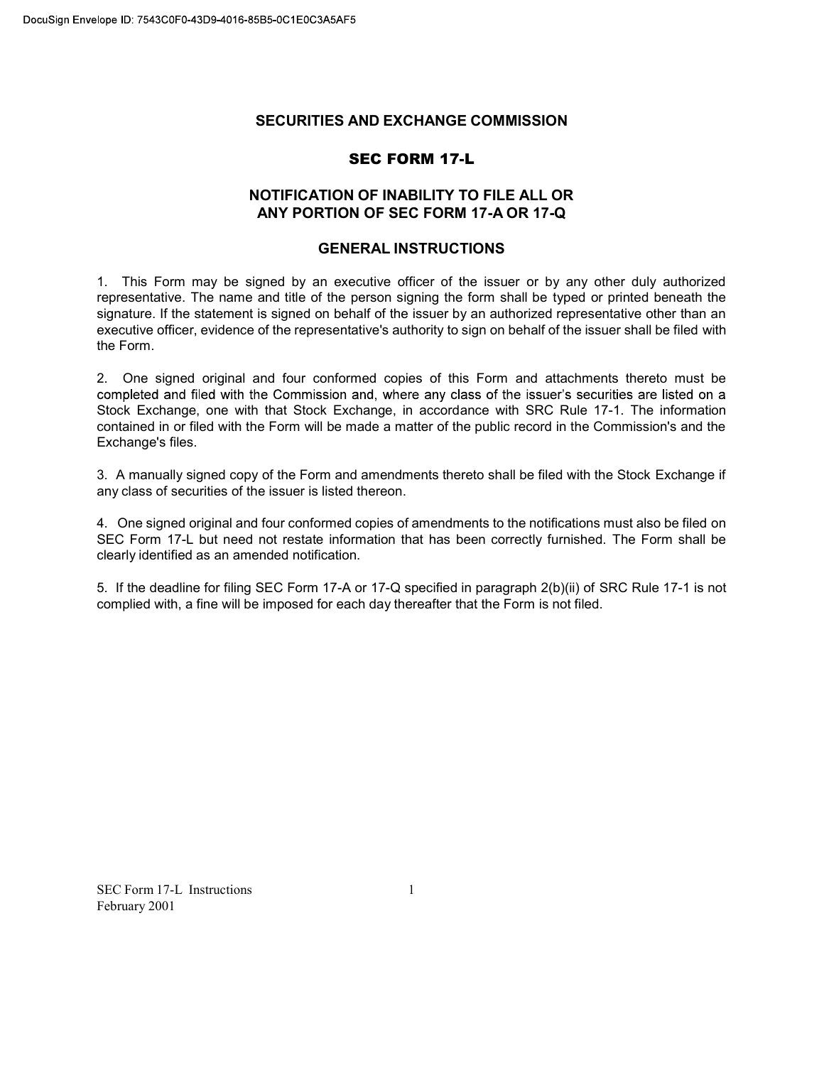# SECURITIES AND EXCHANGE COMMISSION

## SEC FORM 17-L

## NOTIFICATION OF INABILITY TO FILE ALL OR ANY PORTION OF SEC FORM 17-A OR 17-Q

## GENERAL INSTRUCTIONS

1. This Form may be signed by an executive officer of the issuer or by any other duly authorized representative. The name and title of the person signing the form shall be typed or printed beneath the signature. If the statement is signed on behalf of the issuer by an authorized representative other than an executive officer, evidence of the representative's authority to sign on behalf of the issuer shall be filed with the Form.

2. One signed original and four conformed copies of this Form and attachments thereto must be completed and filed with the Commission and, where any class of the issuer's securities are listed on a Stock Exchange, one with that Stock Exchange, in accordance with SRC Rule 17-1. The information contained in or filed with the Form will be made a matter of the public record in the Commission's and the Exchange's files.

3. A manually signed copy of the Form and amendments thereto shall be filed with the Stock Exchange if any class of securities of the issuer is listed thereon.

4. One signed original and four conformed copies of amendments to the notifications must also be filed on SEC Form 17-L but need not restate information that has been correctly furnished. The Form shall be clearly identified as an amended notification.

5. If the deadline for filing SEC Form 17-A or 17-Q specified in paragraph 2(b)(ii) of SRC Rule 17-1 is not complied with, a fine will be imposed for each day thereafter that the Form is not filed.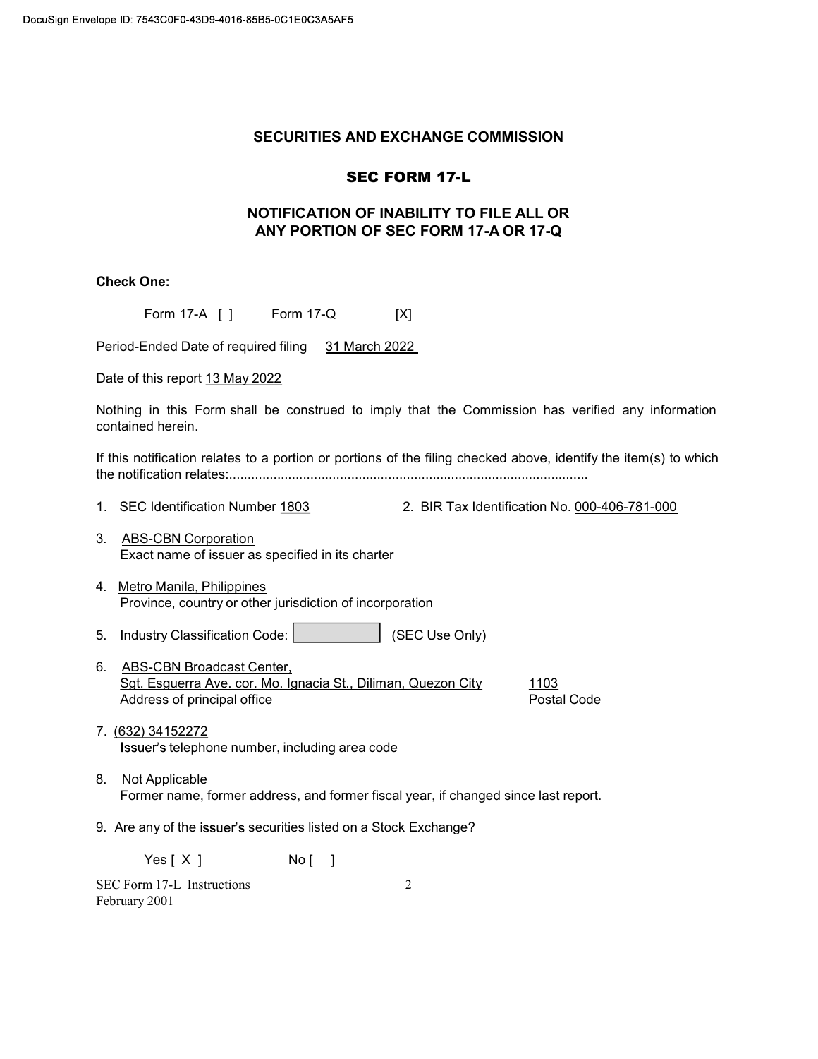## SECURITIES AND EXCHANGE COMMISSION

## SEC FORM 17-L

## NOTIFICATION OF INABILITY TO FILE ALL OR ANY PORTION OF SEC FORM 17-A OR 17-Q

**Check One:**

Form 17-A [ ]  Form 17-Q [X]

Period-Ended Date of required filing 31 March 2022

Date of this report 13 May 2022

Nothing in this Form shall be construed to imply that the Commission has verified any information contained herein.

If this notification relates to a portion or portions of the filing checked above, identify the item(s) to which the notification relates:..................................................................................................

1. SEC Identification Number 1803  2. BIR Tax Identification No. 000-406-781-000

3. ABS-CBN Corporation
   Exact name of issuer as specified in its charter

4. Metro Manila, Philippines
   Province, country or other jurisdiction of incorporation

5. Industry Classification Code: [ ] (SEC Use Only)

6. ABS-CBN Broadcast Center,
   Sgt. Esguerra Ave. cor. Mo. Ignacia St., Diliman, Quezon City  1103
   Address of principal office  Postal Code

7. (632) 34152272
   Issuer's telephone number, including area code

8. Not Applicable
   Former name, former address, and former fiscal year, if changed since last report.

9. Are any of the issuer's securities listed on a Stock Exchange?

   Yes [ X ]  No [ ]

SEC Form 17-L Instructions
February 2001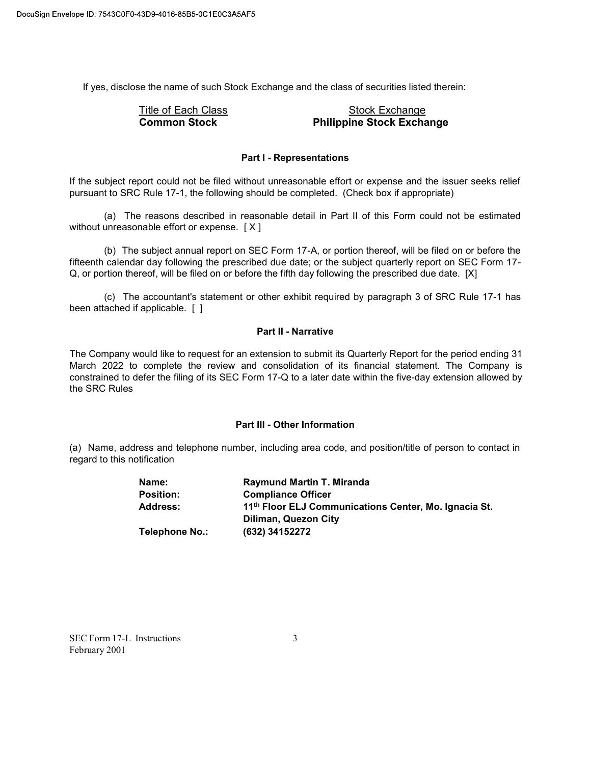If yes, disclose the name of such Stock Exchange and the class of securities listed therein:

| Title of Each Class | Stock Exchange |
| --- | --- |
| **Common Stock** | **Philippine Stock Exchange** |

**Part I - Representations**

If the subject report could not be filed without unreasonable effort or expense and the issuer seeks relief pursuant to SRC Rule 17-1, the following should be completed. (Check box if appropriate)

(a) The reasons described in reasonable detail in Part II of this Form could not be estimated without unreasonable effort or expense. [ X ]

(b) The subject annual report on SEC Form 17-A, or portion thereof, will be filed on or before the fifteenth calendar day following the prescribed due date; or the subject quarterly report on SEC Form 17-Q, or portion thereof, will be filed on or before the fifth day following the prescribed due date. [X]

(c) The accountant's statement or other exhibit required by paragraph 3 of SRC Rule 17-1 has been attached if applicable. [ ]

**Part II - Narrative**

The Company would like to request for an extension to submit its Quarterly Report for the period ending 31 March 2022 to complete the review and consolidation of its financial statement. The Company is constrained to defer the filing of its SEC Form 17-Q to a later date within the five-day extension allowed by the SRC Rules

**Part III - Other Information**

(a) Name, address and telephone number, including area code, and position/title of person to contact in regard to this notification

| | |
| --- | --- |
| **Name:** | **Raymund Martin T. Miranda** |
| **Position:** | **Compliance Officer** |
| **Address:** | **11th Floor ELJ Communications Center, Mo. Ignacia St. Diliman, Quezon City** |
| **Telephone No.:** | **(632) 34152272** |

SEC Form 17-L Instructions
February 2001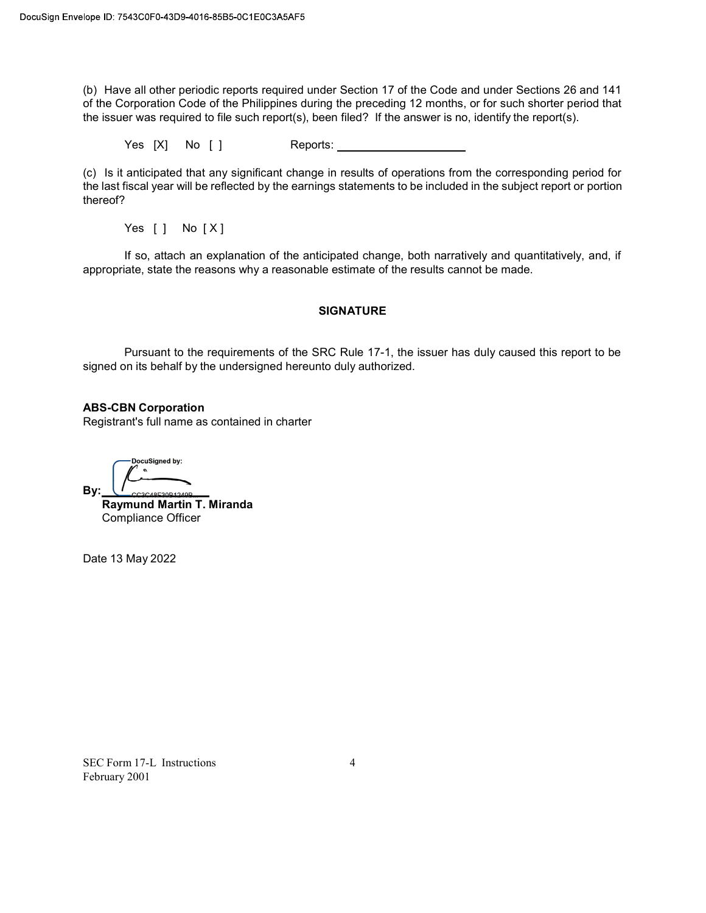(b) Have all other periodic reports required under Section 17 of the Code and under Sections 26 and 141 of the Corporation Code of the Philippines during the preceding 12 months, or for such shorter period that the issuer was required to file such report(s), been filed? If the answer is no, identify the report(s).

Yes [X] No [ ] Reports: ____________________

(c) Is it anticipated that any significant change in results of operations from the corresponding period for the last fiscal year will be reflected by the earnings statements to be included in the subject report or portion thereof?

Yes [ ] No [ X ]

If so, attach an explanation of the anticipated change, both narratively and quantitatively, and, if appropriate, state the reasons why a reasonable estimate of the results cannot be made.

**SIGNATURE**

Pursuant to the requirements of the SRC Rule 17-1, the issuer has duly caused this report to be signed on its behalf by the undersigned hereunto duly authorized.

**ABS-CBN Corporation**
Registrant's full name as contained in charter

DocuSigned by:

**By:** ____________________
CC3C48E30B1249B

**Raymund Martin T. Miranda**
Compliance Officer

Date 13 May 2022

SEC Form 17-L Instructions
February 2001